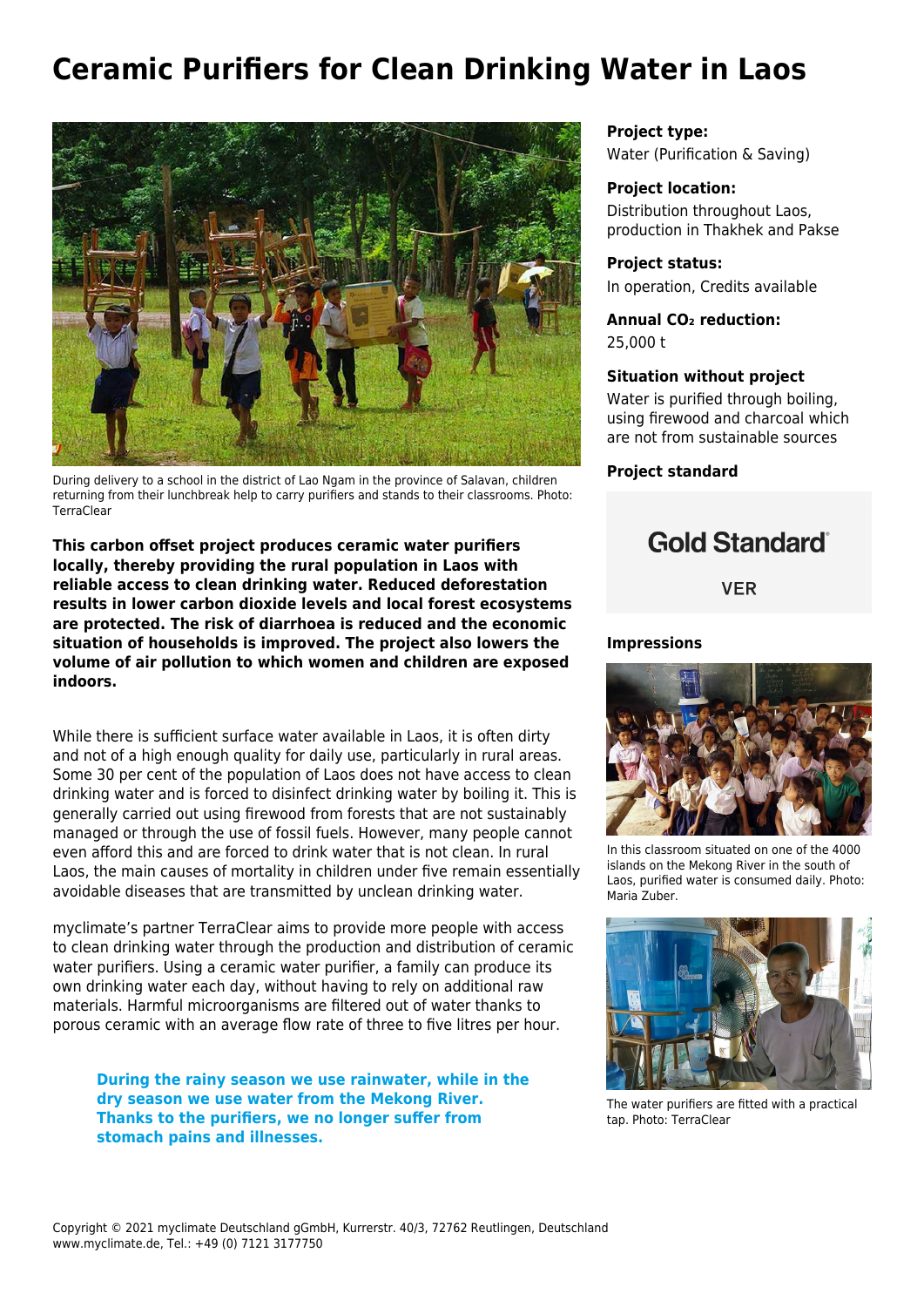# Ceramic Purifiers for Clean Drinking Water in Laos

During delivery to a school in the district of Lao Ngam in the province of Salavan, children returning from their lunchbreak help to carry purifiers and stands to their classrooms. Photo: TerraClear

**This carbon offset project produces ceramic water purifiers locally, thereby providing the rural population in Laos with reliable access to clean drinking water. Reduced deforestation results in lower carbon dioxide levels and local forest ecosystems are protected. The risk of diarrhoea is reduced and the economic situation of households is improved. The project also lowers the volume of air pollution to which women and children are exposed indoors.**

While there is sufficient surface water available in Laos, it is often dirty and not of a high enough quality for daily use, particularly in rural areas. Some 30 per cent of the population of Laos does not have access to clean drinking water and is forced to disinfect drinking water by boiling it. This is generally carried out using firewood from forests that are not sustainably managed or through the use of fossil fuels. However, many people cannot even afford this and are forced to drink water that is not clean. In rural Laos, the main causes of mortality in children under five remain essentially avoidable diseases that are transmitted by unclean drinking water.

myclimate's partner TerraClear aims to provide more people with access to clean drinking water through the production and distribution of ceramic water purifiers. Using a ceramic water purifier, a family can produce its own drinking water each day, without having to rely on additional raw materials. Harmful microorganisms are filtered out of water thanks to porous ceramic with an average flow rate of three to five litres per hour.

> **During the rainy season we use rainwater, while in the dry season we use water from the Mekong River. Thanks to the purifiers, we no longer suffer from stomach pains and illnesses.**

**Project type:**
Water (Purification & Saving)

**Project location:**
Distribution throughout Laos, production in Thakhek and Pakse

**Project status:**
In operation, Credits available

**Annual $CO_2$ reduction:**
25,000 t

**Situation without project**
Water is purified through boiling, using firewood and charcoal which are not from sustainable sources

**Project standard**

Gold Standard®

VER

**Impressions**

In this classroom situated on one of the 4000 islands on the Mekong River in the south of Laos, purified water is consumed daily. Photo: Maria Zuber.

The water purifiers are fitted with a practical tap. Photo: TerraClear

Copyright © 2021 myclimate Deutschland gGmbH, Kurrerstr. 40/3, 72762 Reutlingen, Deutschland
www.myclimate.de, Tel.: +49 (0) 7121 3177750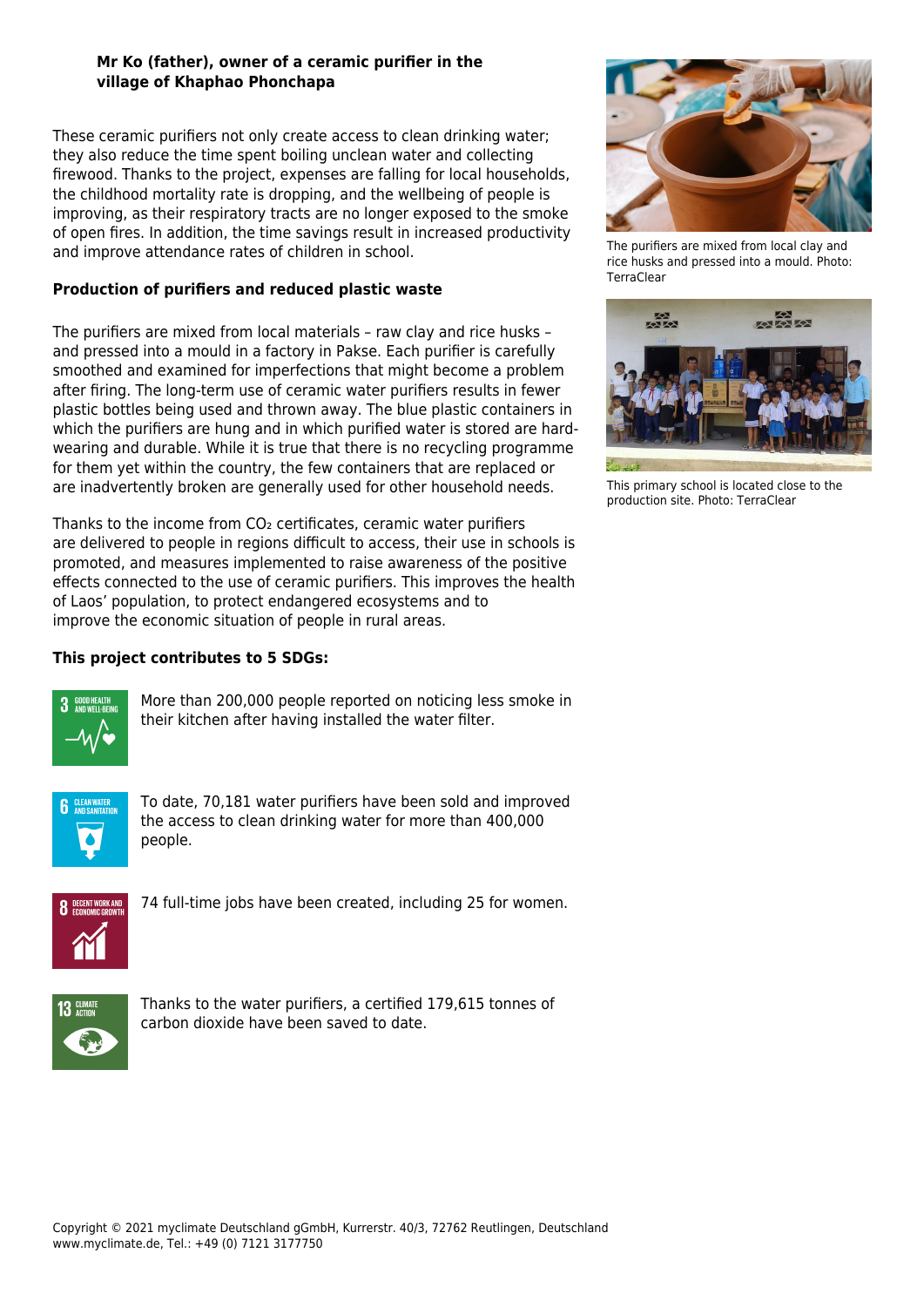**Mr Ko (father), owner of a ceramic purifier in the village of Khaphao Phonchapa**

These ceramic purifiers not only create access to clean drinking water; they also reduce the time spent boiling unclean water and collecting firewood. Thanks to the project, expenses are falling for local households, the childhood mortality rate is dropping, and the wellbeing of people is improving, as their respiratory tracts are no longer exposed to the smoke of open fires. In addition, the time savings result in increased productivity and improve attendance rates of children in school.

### Production of purifiers and reduced plastic waste

The purifiers are mixed from local materials – raw clay and rice husks – and pressed into a mould in a factory in Pakse. Each purifier is carefully smoothed and examined for imperfections that might become a problem after firing. The long-term use of ceramic water purifiers results in fewer plastic bottles being used and thrown away. The blue plastic containers in which the purifiers are hung and in which purified water is stored are hard-wearing and durable. While it is true that there is no recycling programme for them yet within the country, the few containers that are replaced or are inadvertently broken are generally used for other household needs.

Thanks to the income from $CO_2$ certificates, ceramic water purifiers are delivered to people in regions difficult to access, their use in schools is promoted, and measures implemented to raise awareness of the positive effects connected to the use of ceramic purifiers. This improves the health of Laos' population, to protect endangered ecosystems and to improve the economic situation of people in rural areas.

The purifiers are mixed from local clay and rice husks and pressed into a mould. Photo: TerraClear

This primary school is located close to the production site. Photo: TerraClear

### This project contributes to 5 SDGs:

**3 GOOD HEALTH AND WELL-BEING:** More than 200,000 people reported on noticing less smoke in their kitchen after having installed the water filter.

**6 CLEAN WATER AND SANITATION:** To date, 70,181 water purifiers have been sold and improved the access to clean drinking water for more than 400,000 people.

**8 DECENT WORK AND ECONOMIC GROWTH:** 74 full-time jobs have been created, including 25 for women.

**13 CLIMATE ACTION:** Thanks to the water purifiers, a certified 179,615 tonnes of carbon dioxide have been saved to date.

Copyright © 2021 myclimate Deutschland gGmbH, Kurrerstr. 40/3, 72762 Reutlingen, Deutschland
www.myclimate.de, Tel.: +49 (0) 7121 3177750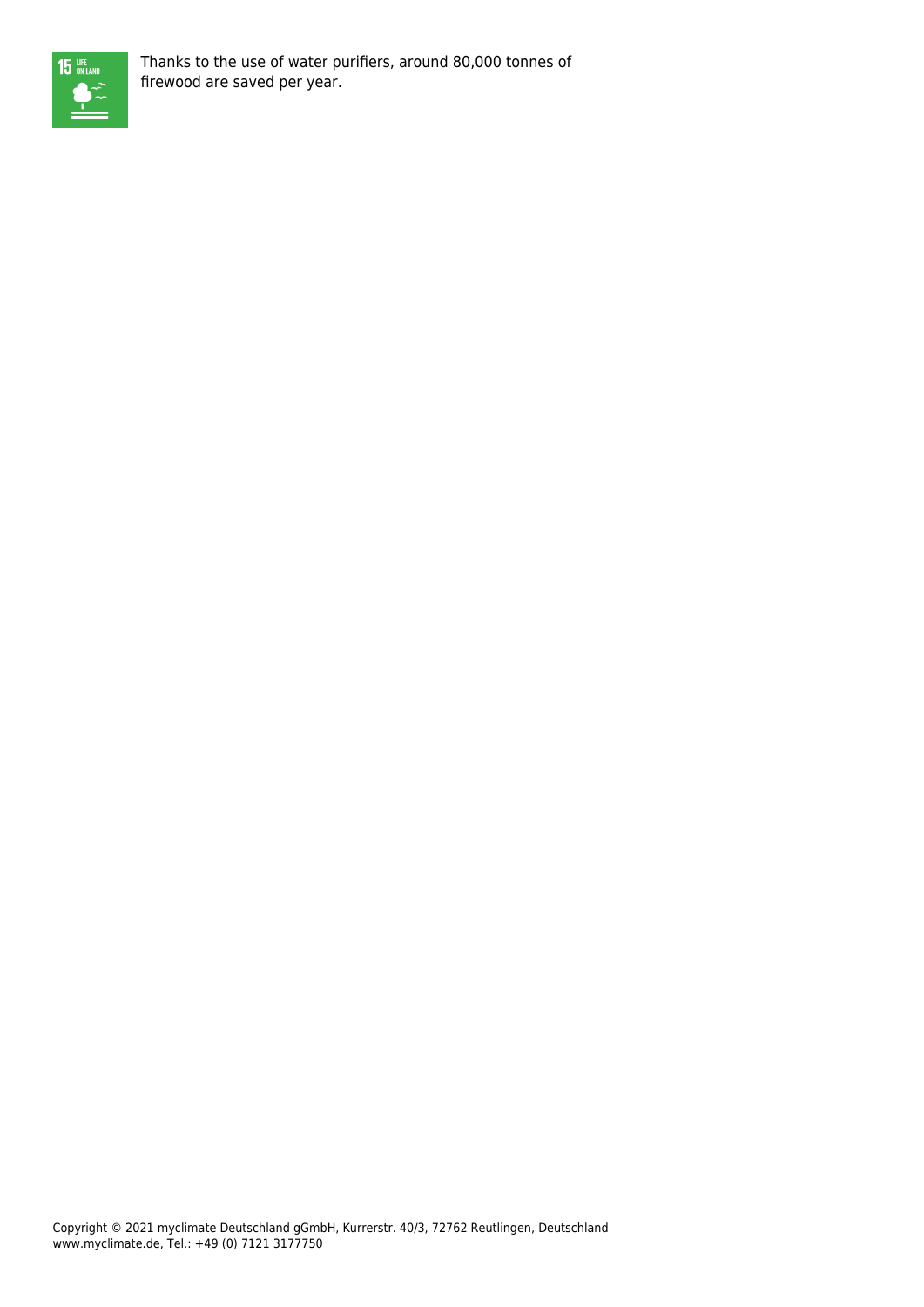Thanks to the use of water purifiers, around 80,000 tonnes of firewood are saved per year.